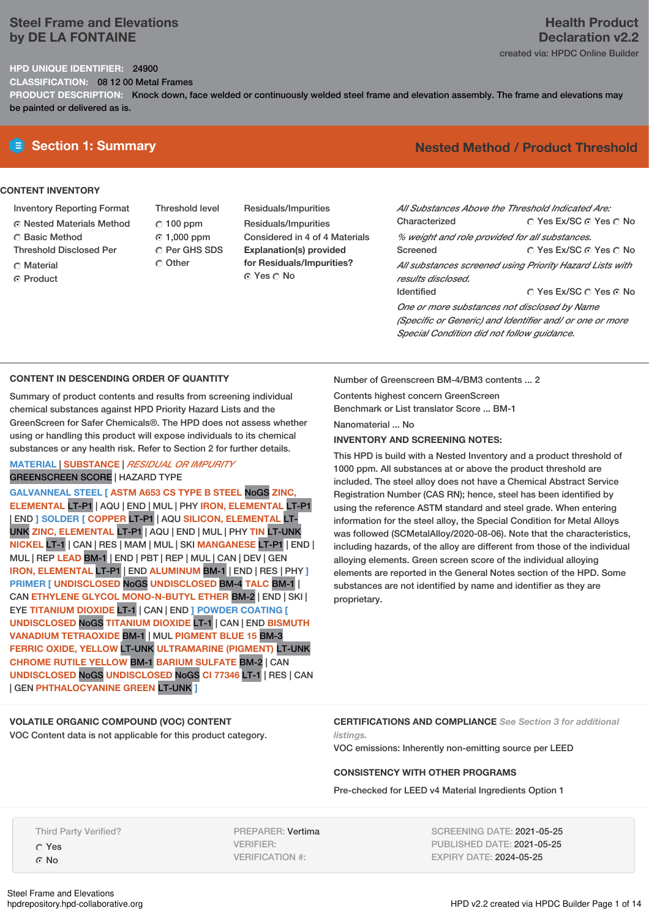# Steel Frame and Elevations by DE LA FONTAINE

**Health Product Declaration v2.2**

created via: HPDC Online Builder

**HPD UNIQUE IDENTIFIER:** 24900

**CLASSIFICATION:** 08 12 00 Metal Frames

**PRODUCT DESCRIPTION:** Knock down, face welded or continuously welded steel frame and elevation assembly. The frame and elevations may be painted or delivered as is.

## Section 1: Summary

**Nested Method / Product Threshold**

### CONTENT INVENTORY

Inventory Reporting Format
- ◉ Nested Materials Method
- ○ Basic Method

Threshold Disclosed Per
- ○ Material
- ◉ Product

Threshold level
- ○ 100 ppm
- ◉ 1,000 ppm
- ○ Per GHS SDS
- ○ Other

Residuals/Impurities

Residuals/Impurities Considered in 4 of 4 Materials

**Explanation(s) provided for Residuals/Impurities?**
◉ Yes ○ No

*All Substances Above the Threshold Indicated Are:*

Characterized ○ Yes Ex/SC ◉ Yes ○ No

*% weight and role provided for all substances.*

Screened ○ Yes Ex/SC ◉ Yes ○ No

*All substances screened using Priority Hazard Lists with results disclosed.*

Identified ○ Yes Ex/SC ○ Yes ◉ No

*One or more substances not disclosed by Name (Specific or Generic) and Identifier and/ or one or more Special Condition did not follow guidance.*

### CONTENT IN DESCENDING ORDER OF QUANTITY

Summary of product contents and results from screening individual chemical substances against HPD Priority Hazard Lists and the GreenScreen for Safer Chemicals®. The HPD does not assess whether using or handling this product will expose individuals to its chemical substances or any health risk. Refer to Section 2 for further details.

MATERIAL | SUBSTANCE | *RESIDUAL OR IMPURITY*
GREENSCREEN SCORE | HAZARD TYPE

GALVANNEAL STEEL [ ASTM A653 CS TYPE B STEEL NoGS ZINC, ELEMENTAL LT-P1 | AQU | END | MUL | PHY IRON, ELEMENTAL LT-P1 | END ] SOLDER [ COPPER LT-P1 | AQU SILICON, ELEMENTAL LT-UNK ZINC, ELEMENTAL LT-P1 | AQU | END | MUL | PHY TIN LT-UNK NICKEL LT-1 | CAN | RES | MAM | MUL | SKI MANGANESE LT-P1 | END | MUL | REP LEAD BM-1 | END | PBT | REP | MUL | CAN | DEV | GEN IRON, ELEMENTAL LT-P1 | END ALUMINUM BM-1 | END | RES | PHY ] PRIMER [ UNDISCLOSED NoGS UNDISCLOSED BM-4 TALC BM-1 | CAN ETHYLENE GLYCOL MONO-N-BUTYL ETHER BM-2 | END | SKI | EYE TITANIUM DIOXIDE LT-1 | CAN | END ] POWDER COATING [ UNDISCLOSED NoGS TITANIUM DIOXIDE LT-1 | CAN | END BISMUTH VANADIUM TETRAOXIDE BM-1 | MUL PIGMENT BLUE 15 BM-3 FERRIC OXIDE, YELLOW LT-UNK ULTRAMARINE (PIGMENT) LT-UNK CHROME RUTILE YELLOW BM-1 BARIUM SULFATE BM-2 | CAN UNDISCLOSED NoGS UNDISCLOSED NoGS CI 77346 LT-1 | RES | CAN | GEN PHTHALOCYANINE GREEN LT-UNK ]

Number of Greenscreen BM-4/BM3 contents ... 2

Contents highest concern GreenScreen Benchmark or List translator Score ... BM-1

Nanomaterial ... No

**INVENTORY AND SCREENING NOTES:**

This HPD is build with a Nested Inventory and a product threshold of 1000 ppm. All substances at or above the product threshold are included. The steel alloy does not have a Chemical Abstract Service Registration Number (CAS RN); hence, steel has been identified by using the reference ASTM standard and steel grade. When entering information for the steel alloy, the Special Condition for Metal Alloys was followed (SCMetalAlloy/2020-08-06). Note that the characteristics, including hazards, of the alloy are different from those of the individual alloying elements. Green screen score of the individual alloying elements are reported in the General Notes section of the HPD. Some substances are not identified by name and identifier as they are proprietary.

### VOLATILE ORGANIC COMPOUND (VOC) CONTENT

VOC Content data is not applicable for this product category.

### CERTIFICATIONS AND COMPLIANCE *See Section 3 for additional listings.*

VOC emissions: Inherently non-emitting source per LEED

### CONSISTENCY WITH OTHER PROGRAMS

Pre-checked for LEED v4 Material Ingredients Option 1

Third Party Verified?
- ○ Yes
- ◉ No

PREPARER: Vertima
VERIFIER:
VERIFICATION #:

SCREENING DATE: 2021-05-25
PUBLISHED DATE: 2021-05-25
EXPIRY DATE: 2024-05-25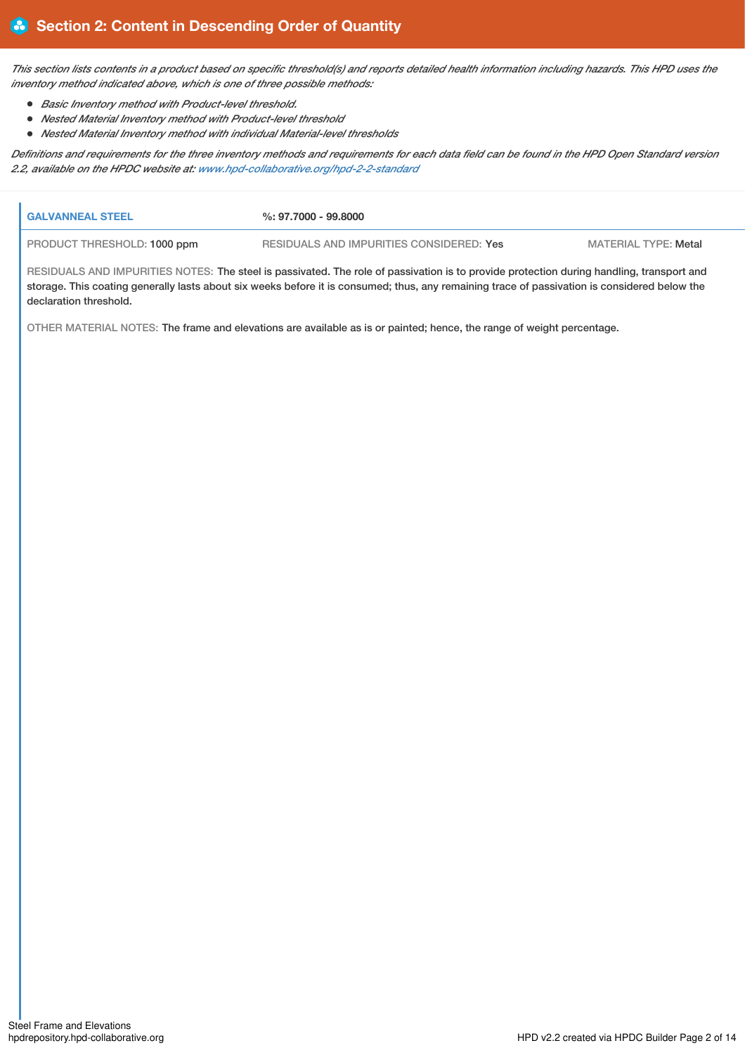## Section 2: Content in Descending Order of Quantity

*This section lists contents in a product based on specific threshold(s) and reports detailed health information including hazards. This HPD uses the inventory method indicated above, which is one of three possible methods:*

- *Basic Inventory method with Product-level threshold.*
- *Nested Material Inventory method with Product-level threshold*
- *Nested Material Inventory method with individual Material-level thresholds*

*Definitions and requirements for the three inventory methods and requirements for each data field can be found in the HPD Open Standard version 2.2, available on the HPDC website at: www.hpd-collaborative.org/hpd-2-2-standard*

**GALVANNEAL STEEL** **%: 97.7000 - 99.8000**

PRODUCT THRESHOLD: 1000 ppm RESIDUALS AND IMPURITIES CONSIDERED: Yes MATERIAL TYPE: Metal

RESIDUALS AND IMPURITIES NOTES: The steel is passivated. The role of passivation is to provide protection during handling, transport and storage. This coating generally lasts about six weeks before it is consumed; thus, any remaining trace of passivation is considered below the declaration threshold.

OTHER MATERIAL NOTES: The frame and elevations are available as is or painted; hence, the range of weight percentage.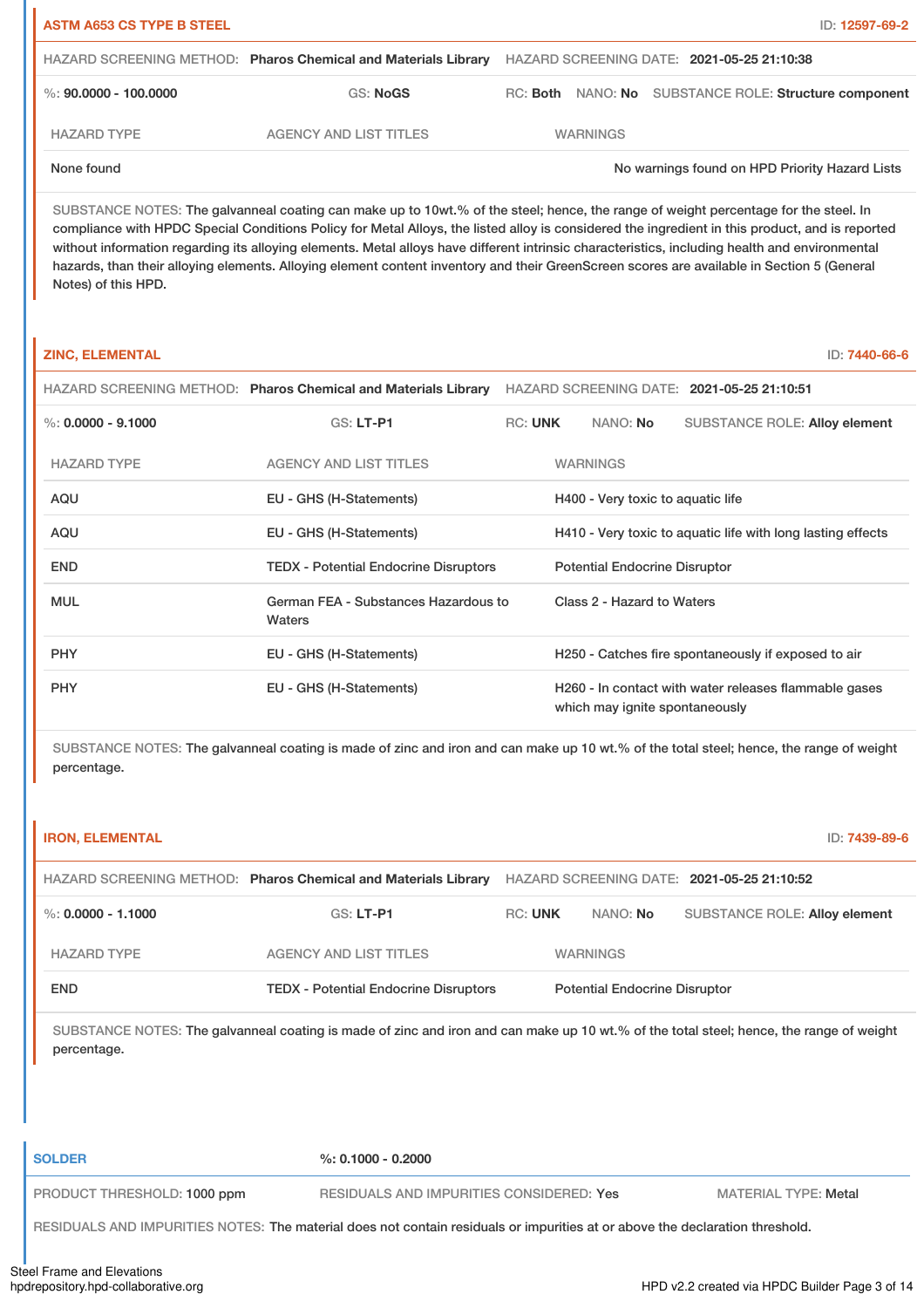## ASTM A653 CS TYPE B STEEL

ID: 12597-69-2

HAZARD SCREENING METHOD: **Pharos Chemical and Materials Library** HAZARD SCREENING DATE: **2021-05-25 21:10:38**

%: **90.0000 - 100.0000** GS: **NoGS** RC: **Both** NANO: **No** SUBSTANCE ROLE: **Structure component**

| HAZARD TYPE | AGENCY AND LIST TITLES | WARNINGS |
|---|---|---|
| None found | | No warnings found on HPD Priority Hazard Lists |

SUBSTANCE NOTES: The galvanneal coating can make up to 10wt.% of the steel; hence, the range of weight percentage for the steel. In compliance with HPDC Special Conditions Policy for Metal Alloys, the listed alloy is considered the ingredient in this product, and is reported without information regarding its alloying elements. Metal alloys have different intrinsic characteristics, including health and environmental hazards, than their alloying elements. Alloying element content inventory and their GreenScreen scores are available in Section 5 (General Notes) of this HPD.

## ZINC, ELEMENTAL

ID: 7440-66-6

HAZARD SCREENING METHOD: **Pharos Chemical and Materials Library** HAZARD SCREENING DATE: **2021-05-25 21:10:51**

%: **0.0000 - 9.1000** GS: **LT-P1** RC: **UNK** NANO: **No** SUBSTANCE ROLE: **Alloy element**

| HAZARD TYPE | AGENCY AND LIST TITLES | WARNINGS |
|---|---|---|
| AQU | EU - GHS (H-Statements) | H400 - Very toxic to aquatic life |
| AQU | EU - GHS (H-Statements) | H410 - Very toxic to aquatic life with long lasting effects |
| END | TEDX - Potential Endocrine Disruptors | Potential Endocrine Disruptor |
| MUL | German FEA - Substances Hazardous to Waters | Class 2 - Hazard to Waters |
| PHY | EU - GHS (H-Statements) | H250 - Catches fire spontaneously if exposed to air |
| PHY | EU - GHS (H-Statements) | H260 - In contact with water releases flammable gases which may ignite spontaneously |

SUBSTANCE NOTES: The galvanneal coating is made of zinc and iron and can make up 10 wt.% of the total steel; hence, the range of weight percentage.

## IRON, ELEMENTAL

ID: 7439-89-6

HAZARD SCREENING METHOD: **Pharos Chemical and Materials Library** HAZARD SCREENING DATE: **2021-05-25 21:10:52**

%: **0.0000 - 1.1000** GS: **LT-P1** RC: **UNK** NANO: **No** SUBSTANCE ROLE: **Alloy element**

| HAZARD TYPE | AGENCY AND LIST TITLES | WARNINGS |
|---|---|---|
| END | TEDX - Potential Endocrine Disruptors | Potential Endocrine Disruptor |

SUBSTANCE NOTES: The galvanneal coating is made of zinc and iron and can make up 10 wt.% of the total steel; hence, the range of weight percentage.

## SOLDER

%: **0.1000 - 0.2000**

PRODUCT THRESHOLD: 1000 ppm RESIDUALS AND IMPURITIES CONSIDERED: Yes MATERIAL TYPE: Metal

RESIDUALS AND IMPURITIES NOTES: The material does not contain residuals or impurities at or above the declaration threshold.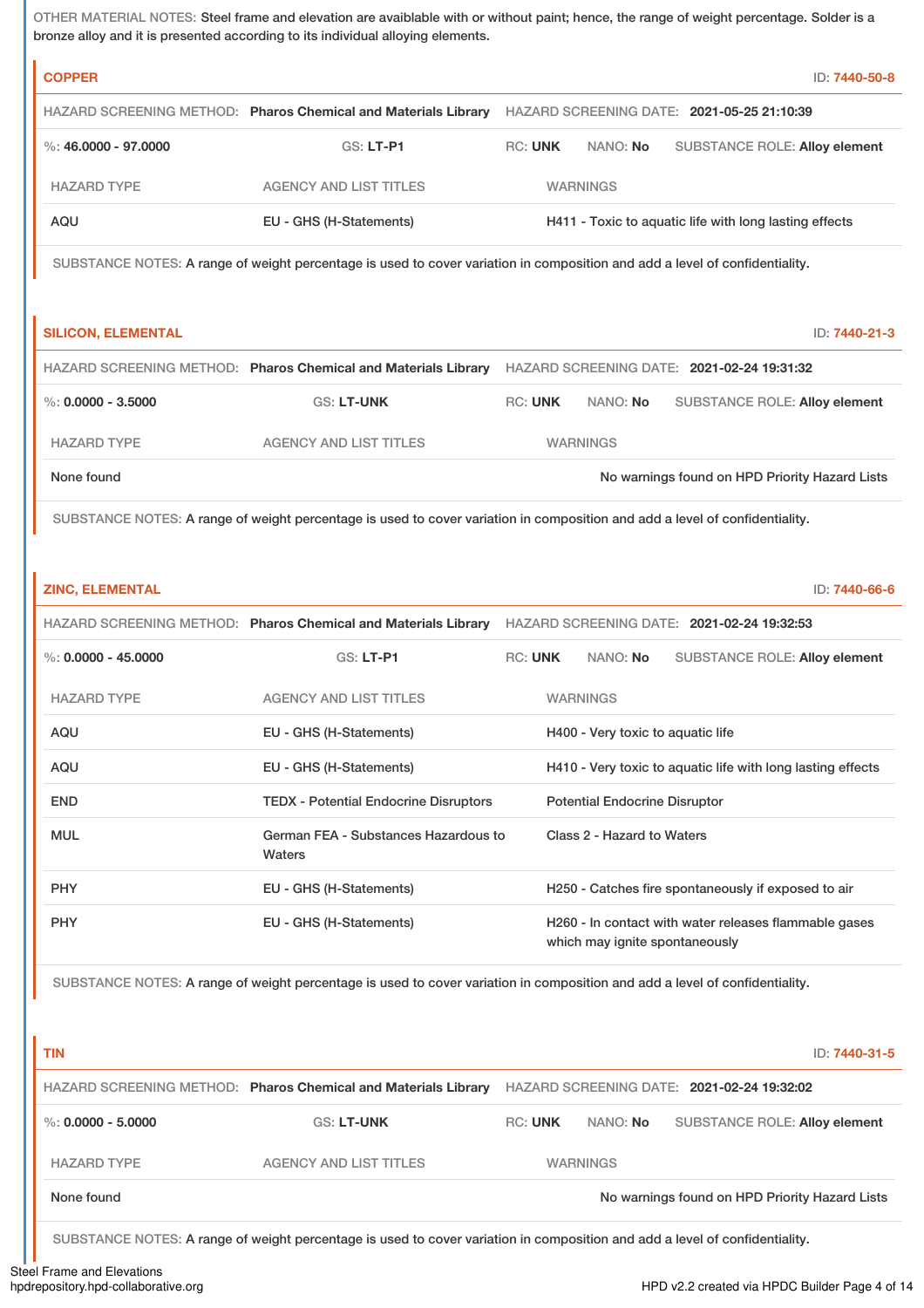OTHER MATERIAL NOTES: Steel frame and elevation are avaiblable with or without paint; hence, the range of weight percentage. Solder is a bronze alloy and it is presented according to its individual alloying elements.

### COPPER

ID: 7440-50-8

HAZARD SCREENING METHOD: **Pharos Chemical and Materials Library** HAZARD SCREENING DATE: **2021-05-25 21:10:39**

%: **46.0000 - 97.0000** GS: **LT-P1** RC: **UNK** NANO: **No** SUBSTANCE ROLE: **Alloy element**

| HAZARD TYPE | AGENCY AND LIST TITLES | WARNINGS |
| --- | --- | --- |
| AQU | EU - GHS (H-Statements) | H411 - Toxic to aquatic life with long lasting effects |

SUBSTANCE NOTES: A range of weight percentage is used to cover variation in composition and add a level of confidentiality.

### SILICON, ELEMENTAL

ID: 7440-21-3

HAZARD SCREENING METHOD: **Pharos Chemical and Materials Library** HAZARD SCREENING DATE: **2021-02-24 19:31:32**

%: **0.0000 - 3.5000** GS: **LT-UNK** RC: **UNK** NANO: **No** SUBSTANCE ROLE: **Alloy element**

| HAZARD TYPE | AGENCY AND LIST TITLES | WARNINGS |
| --- | --- | --- |
| None found | | No warnings found on HPD Priority Hazard Lists |

SUBSTANCE NOTES: A range of weight percentage is used to cover variation in composition and add a level of confidentiality.

### ZINC, ELEMENTAL

ID: 7440-66-6

HAZARD SCREENING METHOD: **Pharos Chemical and Materials Library** HAZARD SCREENING DATE: **2021-02-24 19:32:53**

%: **0.0000 - 45.0000** GS: **LT-P1** RC: **UNK** NANO: **No** SUBSTANCE ROLE: **Alloy element**

| HAZARD TYPE | AGENCY AND LIST TITLES | WARNINGS |
| --- | --- | --- |
| AQU | EU - GHS (H-Statements) | H400 - Very toxic to aquatic life |
| AQU | EU - GHS (H-Statements) | H410 - Very toxic to aquatic life with long lasting effects |
| END | TEDX - Potential Endocrine Disruptors | Potential Endocrine Disruptor |
| MUL | German FEA - Substances Hazardous to Waters | Class 2 - Hazard to Waters |
| PHY | EU - GHS (H-Statements) | H250 - Catches fire spontaneously if exposed to air |
| PHY | EU - GHS (H-Statements) | H260 - In contact with water releases flammable gases which may ignite spontaneously |

SUBSTANCE NOTES: A range of weight percentage is used to cover variation in composition and add a level of confidentiality.

### TIN

ID: 7440-31-5

HAZARD SCREENING METHOD: **Pharos Chemical and Materials Library** HAZARD SCREENING DATE: **2021-02-24 19:32:02**

%: **0.0000 - 5.0000** GS: **LT-UNK** RC: **UNK** NANO: **No** SUBSTANCE ROLE: **Alloy element**

| HAZARD TYPE | AGENCY AND LIST TITLES | WARNINGS |
| --- | --- | --- |
| None found | | No warnings found on HPD Priority Hazard Lists |

SUBSTANCE NOTES: A range of weight percentage is used to cover variation in composition and add a level of confidentiality.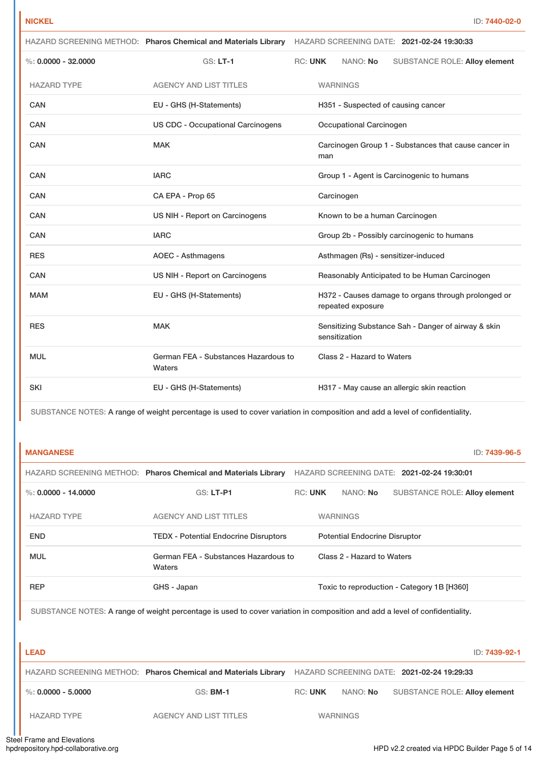## NICKEL

ID: 7440-02-0

HAZARD SCREENING METHOD: **Pharos Chemical and Materials Library** HAZARD SCREENING DATE: **2021-02-24 19:30:33**

%: **0.0000 - 32.0000** GS: **LT-1** RC: **UNK** NANO: **No** SUBSTANCE ROLE: **Alloy element**

| HAZARD TYPE | AGENCY AND LIST TITLES | WARNINGS |
|---|---|---|
| CAN | EU - GHS (H-Statements) | H351 - Suspected of causing cancer |
| CAN | US CDC - Occupational Carcinogens | Occupational Carcinogen |
| CAN | MAK | Carcinogen Group 1 - Substances that cause cancer in man |
| CAN | IARC | Group 1 - Agent is Carcinogenic to humans |
| CAN | CA EPA - Prop 65 | Carcinogen |
| CAN | US NIH - Report on Carcinogens | Known to be a human Carcinogen |
| CAN | IARC | Group 2b - Possibly carcinogenic to humans |
| RES | AOEC - Asthmagens | Asthmagen (Rs) - sensitizer-induced |
| CAN | US NIH - Report on Carcinogens | Reasonably Anticipated to be Human Carcinogen |
| MAM | EU - GHS (H-Statements) | H372 - Causes damage to organs through prolonged or repeated exposure |
| RES | MAK | Sensitizing Substance Sah - Danger of airway & skin sensitization |
| MUL | German FEA - Substances Hazardous to Waters | Class 2 - Hazard to Waters |
| SKI | EU - GHS (H-Statements) | H317 - May cause an allergic skin reaction |

SUBSTANCE NOTES: A range of weight percentage is used to cover variation in composition and add a level of confidentiality.

## MANGANESE

ID: 7439-96-5

HAZARD SCREENING METHOD: **Pharos Chemical and Materials Library** HAZARD SCREENING DATE: **2021-02-24 19:30:01**

%: **0.0000 - 14.0000** GS: **LT-P1** RC: **UNK** NANO: **No** SUBSTANCE ROLE: **Alloy element**

| HAZARD TYPE | AGENCY AND LIST TITLES | WARNINGS |
|---|---|---|
| END | TEDX - Potential Endocrine Disruptors | Potential Endocrine Disruptor |
| MUL | German FEA - Substances Hazardous to Waters | Class 2 - Hazard to Waters |
| REP | GHS - Japan | Toxic to reproduction - Category 1B [H360] |

SUBSTANCE NOTES: A range of weight percentage is used to cover variation in composition and add a level of confidentiality.

## LEAD

ID: 7439-92-1

HAZARD SCREENING METHOD: **Pharos Chemical and Materials Library** HAZARD SCREENING DATE: **2021-02-24 19:29:33**

%: **0.0000 - 5.0000** GS: **BM-1** RC: **UNK** NANO: **No** SUBSTANCE ROLE: **Alloy element**

| HAZARD TYPE | AGENCY AND LIST TITLES | WARNINGS |
|---|---|---|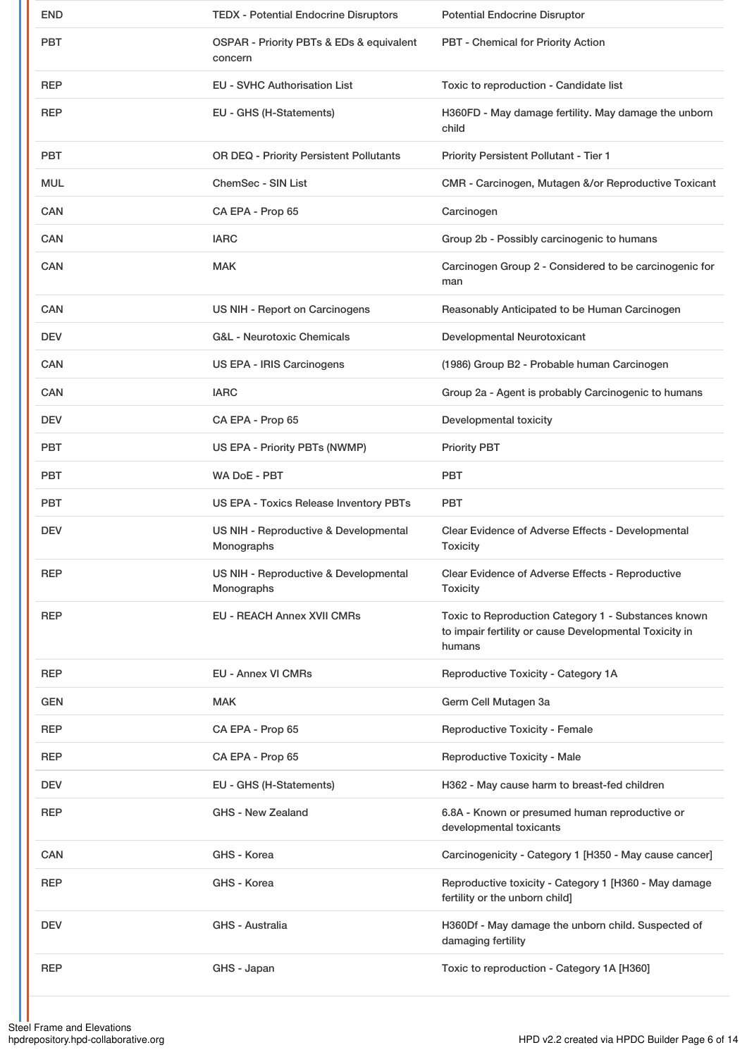| | | |
|---|---|---|
| END | TEDX - Potential Endocrine Disruptors | Potential Endocrine Disruptor |
| PBT | OSPAR - Priority PBTs & EDs & equivalent concern | PBT - Chemical for Priority Action |
| REP | EU - SVHC Authorisation List | Toxic to reproduction - Candidate list |
| REP | EU - GHS (H-Statements) | H360FD - May damage fertility. May damage the unborn child |
| PBT | OR DEQ - Priority Persistent Pollutants | Priority Persistent Pollutant - Tier 1 |
| MUL | ChemSec - SIN List | CMR - Carcinogen, Mutagen &/or Reproductive Toxicant |
| CAN | CA EPA - Prop 65 | Carcinogen |
| CAN | IARC | Group 2b - Possibly carcinogenic to humans |
| CAN | MAK | Carcinogen Group 2 - Considered to be carcinogenic for man |
| CAN | US NIH - Report on Carcinogens | Reasonably Anticipated to be Human Carcinogen |
| DEV | G&L - Neurotoxic Chemicals | Developmental Neurotoxicant |
| CAN | US EPA - IRIS Carcinogens | (1986) Group B2 - Probable human Carcinogen |
| CAN | IARC | Group 2a - Agent is probably Carcinogenic to humans |
| DEV | CA EPA - Prop 65 | Developmental toxicity |
| PBT | US EPA - Priority PBTs (NWMP) | Priority PBT |
| PBT | WA DoE - PBT | PBT |
| PBT | US EPA - Toxics Release Inventory PBTs | PBT |
| DEV | US NIH - Reproductive & Developmental Monographs | Clear Evidence of Adverse Effects - Developmental Toxicity |
| REP | US NIH - Reproductive & Developmental Monographs | Clear Evidence of Adverse Effects - Reproductive Toxicity |
| REP | EU - REACH Annex XVII CMRs | Toxic to Reproduction Category 1 - Substances known to impair fertility or cause Developmental Toxicity in humans |
| REP | EU - Annex VI CMRs | Reproductive Toxicity - Category 1A |
| GEN | MAK | Germ Cell Mutagen 3a |
| REP | CA EPA - Prop 65 | Reproductive Toxicity - Female |
| REP | CA EPA - Prop 65 | Reproductive Toxicity - Male |
| DEV | EU - GHS (H-Statements) | H362 - May cause harm to breast-fed children |
| REP | GHS - New Zealand | 6.8A - Known or presumed human reproductive or developmental toxicants |
| CAN | GHS - Korea | Carcinogenicity - Category 1 [H350 - May cause cancer] |
| REP | GHS - Korea | Reproductive toxicity - Category 1 [H360 - May damage fertility or the unborn child] |
| DEV | GHS - Australia | H360Df - May damage the unborn child. Suspected of damaging fertility |
| REP | GHS - Japan | Toxic to reproduction - Category 1A [H360] |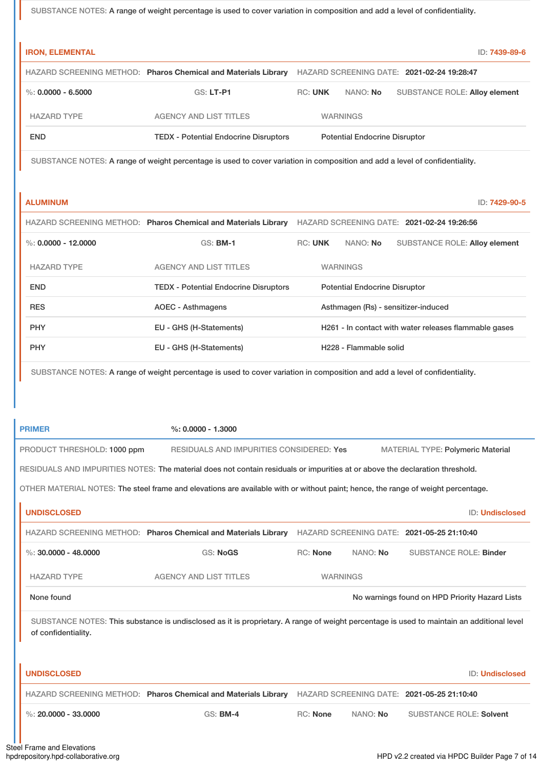SUBSTANCE NOTES: A range of weight percentage is used to cover variation in composition and add a level of confidentiality.

### IRON, ELEMENTAL

ID: 7439-89-6

HAZARD SCREENING METHOD: **Pharos Chemical and Materials Library** HAZARD SCREENING DATE: **2021-02-24 19:28:47**

%: **0.0000 - 6.5000** GS: **LT-P1** RC: **UNK** NANO: **No** SUBSTANCE ROLE: **Alloy element**

| HAZARD TYPE | AGENCY AND LIST TITLES | WARNINGS |
|---|---|---|
| END | TEDX - Potential Endocrine Disruptors | Potential Endocrine Disruptor |

SUBSTANCE NOTES: A range of weight percentage is used to cover variation in composition and add a level of confidentiality.

### ALUMINUM

ID: 7429-90-5

HAZARD SCREENING METHOD: **Pharos Chemical and Materials Library** HAZARD SCREENING DATE: **2021-02-24 19:26:56**

%: **0.0000 - 12.0000** GS: **BM-1** RC: **UNK** NANO: **No** SUBSTANCE ROLE: **Alloy element**

| HAZARD TYPE | AGENCY AND LIST TITLES | WARNINGS |
|---|---|---|
| END | TEDX - Potential Endocrine Disruptors | Potential Endocrine Disruptor |
| RES | AOEC - Asthmagens | Asthmagen (Rs) - sensitizer-induced |
| PHY | EU - GHS (H-Statements) | H261 - In contact with water releases flammable gases |
| PHY | EU - GHS (H-Statements) | H228 - Flammable solid |

SUBSTANCE NOTES: A range of weight percentage is used to cover variation in composition and add a level of confidentiality.

## PRIMER

%: **0.0000 - 1.3000**

PRODUCT THRESHOLD: 1000 ppm RESIDUALS AND IMPURITIES CONSIDERED: Yes MATERIAL TYPE: Polymeric Material

RESIDUALS AND IMPURITIES NOTES: The material does not contain residuals or impurities at or above the declaration threshold.

OTHER MATERIAL NOTES: The steel frame and elevations are available with or without paint; hence, the range of weight percentage.

### UNDISCLOSED

ID: Undisclosed

HAZARD SCREENING METHOD: **Pharos Chemical and Materials Library** HAZARD SCREENING DATE: **2021-05-25 21:10:40**

%: **30.0000 - 48.0000** GS: **NoGS** RC: **None** NANO: **No** SUBSTANCE ROLE: **Binder**

| HAZARD TYPE | AGENCY AND LIST TITLES | WARNINGS |
|---|---|---|
| None found | | No warnings found on HPD Priority Hazard Lists |

SUBSTANCE NOTES: This substance is undisclosed as it is proprietary. A range of weight percentage is used to maintain an additional level of confidentiality.

### UNDISCLOSED

ID: Undisclosed

HAZARD SCREENING METHOD: **Pharos Chemical and Materials Library** HAZARD SCREENING DATE: **2021-05-25 21:10:40**

%: **20.0000 - 33.0000** GS: **BM-4** RC: **None** NANO: **No** SUBSTANCE ROLE: **Solvent**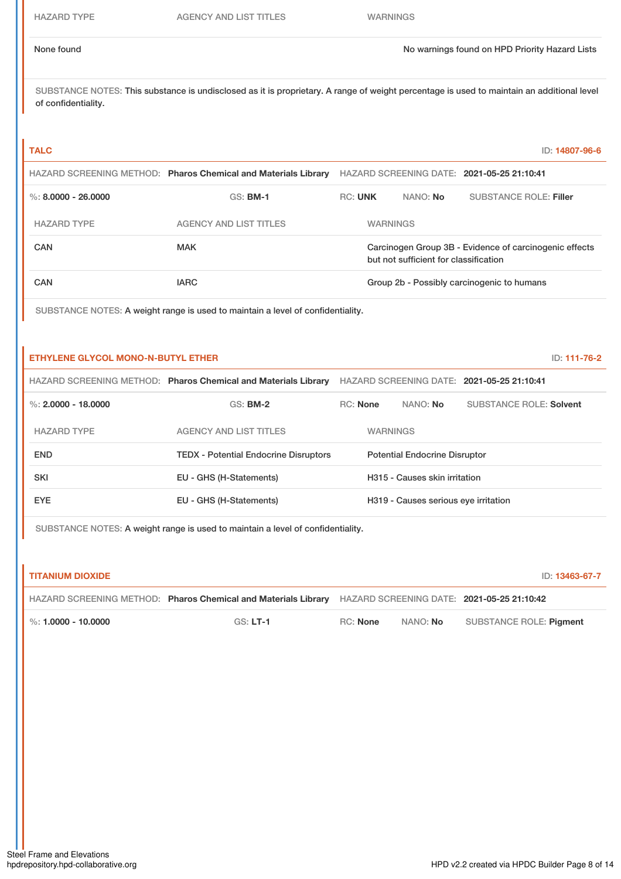| HAZARD TYPE | AGENCY AND LIST TITLES | WARNINGS |
|---|---|---|
| None found | | No warnings found on HPD Priority Hazard Lists |

SUBSTANCE NOTES: This substance is undisclosed as it is proprietary. A range of weight percentage is used to maintain an additional level of confidentiality.

### TALC

ID: 14807-96-6

HAZARD SCREENING METHOD: **Pharos Chemical and Materials Library** HAZARD SCREENING DATE: **2021-05-25 21:10:41**

%: **8.0000 - 26.0000** GS: **BM-1** RC: **UNK** NANO: **No** SUBSTANCE ROLE: **Filler**

| HAZARD TYPE | AGENCY AND LIST TITLES | WARNINGS |
|---|---|---|
| CAN | MAK | Carcinogen Group 3B - Evidence of carcinogenic effects but not sufficient for classification |
| CAN | IARC | Group 2b - Possibly carcinogenic to humans |

SUBSTANCE NOTES: A weight range is used to maintain a level of confidentiality.

### ETHYLENE GLYCOL MONO-N-BUTYL ETHER

ID: 111-76-2

HAZARD SCREENING METHOD: **Pharos Chemical and Materials Library** HAZARD SCREENING DATE: **2021-05-25 21:10:41**

%: **2.0000 - 18.0000** GS: **BM-2** RC: **None** NANO: **No** SUBSTANCE ROLE: **Solvent**

| HAZARD TYPE | AGENCY AND LIST TITLES | WARNINGS |
|---|---|---|
| END | TEDX - Potential Endocrine Disruptors | Potential Endocrine Disruptor |
| SKI | EU - GHS (H-Statements) | H315 - Causes skin irritation |
| EYE | EU - GHS (H-Statements) | H319 - Causes serious eye irritation |

SUBSTANCE NOTES: A weight range is used to maintain a level of confidentiality.

### TITANIUM DIOXIDE

ID: 13463-67-7

HAZARD SCREENING METHOD: **Pharos Chemical and Materials Library** HAZARD SCREENING DATE: **2021-05-25 21:10:42**

%: **1.0000 - 10.0000** GS: **LT-1** RC: **None** NANO: **No** SUBSTANCE ROLE: **Pigment**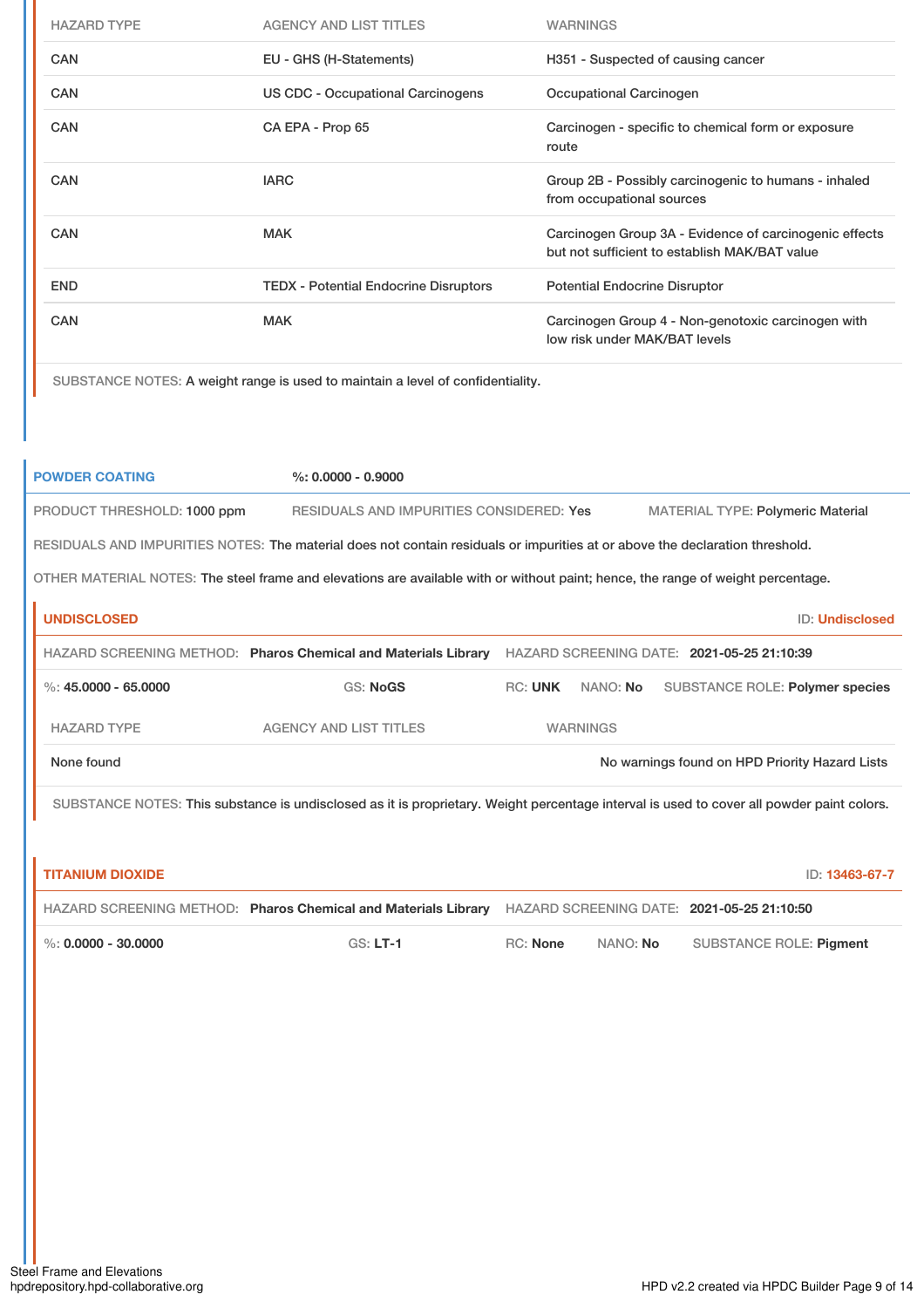| HAZARD TYPE | AGENCY AND LIST TITLES | WARNINGS |
|---|---|---|
| CAN | EU - GHS (H-Statements) | H351 - Suspected of causing cancer |
| CAN | US CDC - Occupational Carcinogens | Occupational Carcinogen |
| CAN | CA EPA - Prop 65 | Carcinogen - specific to chemical form or exposure route |
| CAN | IARC | Group 2B - Possibly carcinogenic to humans - inhaled from occupational sources |
| CAN | MAK | Carcinogen Group 3A - Evidence of carcinogenic effects but not sufficient to establish MAK/BAT value |
| END | TEDX - Potential Endocrine Disruptors | Potential Endocrine Disruptor |
| CAN | MAK | Carcinogen Group 4 - Non-genotoxic carcinogen with low risk under MAK/BAT levels |

SUBSTANCE NOTES: A weight range is used to maintain a level of confidentiality.

## POWDER COATING

%: 0.0000 - 0.9000

PRODUCT THRESHOLD: 1000 ppm | RESIDUALS AND IMPURITIES CONSIDERED: Yes | MATERIAL TYPE: Polymeric Material

RESIDUALS AND IMPURITIES NOTES: The material does not contain residuals or impurities at or above the declaration threshold.

OTHER MATERIAL NOTES: The steel frame and elevations are available with or without paint; hence, the range of weight percentage.

### UNDISCLOSED

ID: Undisclosed

HAZARD SCREENING METHOD: **Pharos Chemical and Materials Library** | HAZARD SCREENING DATE: **2021-05-25 21:10:39**

%: **45.0000 - 65.0000** | GS: **NoGS** | RC: **UNK** | NANO: **No** | SUBSTANCE ROLE: **Polymer species**

| HAZARD TYPE | AGENCY AND LIST TITLES | WARNINGS |
|---|---|---|
| None found | | No warnings found on HPD Priority Hazard Lists |

SUBSTANCE NOTES: This substance is undisclosed as it is proprietary. Weight percentage interval is used to cover all powder paint colors.

### TITANIUM DIOXIDE

ID: 13463-67-7

HAZARD SCREENING METHOD: **Pharos Chemical and Materials Library** | HAZARD SCREENING DATE: **2021-05-25 21:10:50**

%: **0.0000 - 30.0000** | GS: **LT-1** | RC: **None** | NANO: **No** | SUBSTANCE ROLE: **Pigment**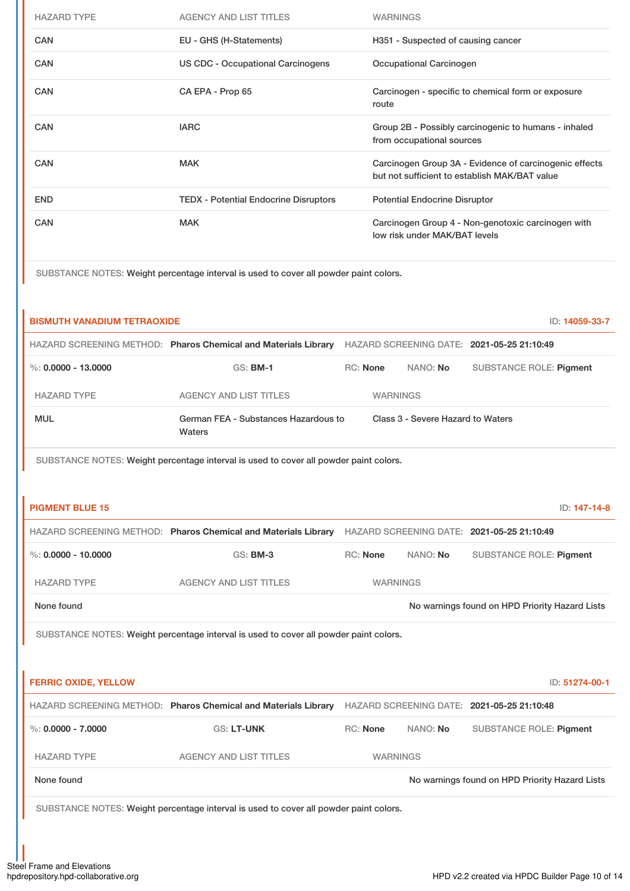| HAZARD TYPE | AGENCY AND LIST TITLES | WARNINGS |
|---|---|---|
| CAN | EU - GHS (H-Statements) | H351 - Suspected of causing cancer |
| CAN | US CDC - Occupational Carcinogens | Occupational Carcinogen |
| CAN | CA EPA - Prop 65 | Carcinogen - specific to chemical form or exposure route |
| CAN | IARC | Group 2B - Possibly carcinogenic to humans - inhaled from occupational sources |
| CAN | MAK | Carcinogen Group 3A - Evidence of carcinogenic effects but not sufficient to establish MAK/BAT value |
| END | TEDX - Potential Endocrine Disruptors | Potential Endocrine Disruptor |
| CAN | MAK | Carcinogen Group 4 - Non-genotoxic carcinogen with low risk under MAK/BAT levels |

SUBSTANCE NOTES: Weight percentage interval is used to cover all powder paint colors.

### BISMUTH VANADIUM TETRAOXIDE

ID: 14059-33-7

HAZARD SCREENING METHOD: **Pharos Chemical and Materials Library** HAZARD SCREENING DATE: **2021-05-25 21:10:49**

%: **0.0000 - 13.0000** GS: **BM-1** RC: **None** NANO: **No** SUBSTANCE ROLE: **Pigment**

| HAZARD TYPE | AGENCY AND LIST TITLES | WARNINGS |
|---|---|---|
| MUL | German FEA - Substances Hazardous to Waters | Class 3 - Severe Hazard to Waters |

SUBSTANCE NOTES: Weight percentage interval is used to cover all powder paint colors.

### PIGMENT BLUE 15

ID: 147-14-8

HAZARD SCREENING METHOD: **Pharos Chemical and Materials Library** HAZARD SCREENING DATE: **2021-05-25 21:10:49**

%: **0.0000 - 10.0000** GS: **BM-3** RC: **None** NANO: **No** SUBSTANCE ROLE: **Pigment**

| HAZARD TYPE | AGENCY AND LIST TITLES | WARNINGS |
|---|---|---|
| None found | | No warnings found on HPD Priority Hazard Lists |

SUBSTANCE NOTES: Weight percentage interval is used to cover all powder paint colors.

### FERRIC OXIDE, YELLOW

ID: 51274-00-1

HAZARD SCREENING METHOD: **Pharos Chemical and Materials Library** HAZARD SCREENING DATE: **2021-05-25 21:10:48**

%: **0.0000 - 7.0000** GS: **LT-UNK** RC: **None** NANO: **No** SUBSTANCE ROLE: **Pigment**

| HAZARD TYPE | AGENCY AND LIST TITLES | WARNINGS |
|---|---|---|
| None found | | No warnings found on HPD Priority Hazard Lists |

SUBSTANCE NOTES: Weight percentage interval is used to cover all powder paint colors.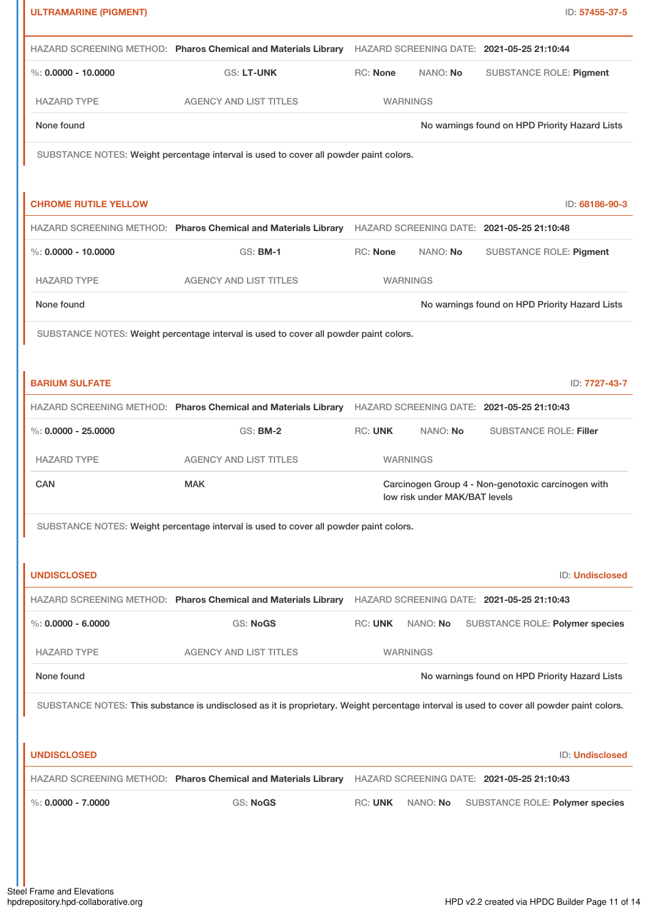### ULTRAMARINE (PIGMENT)

ID: 57455-37-5

HAZARD SCREENING METHOD: **Pharos Chemical and Materials Library** HAZARD SCREENING DATE: **2021-05-25 21:10:44**

%: **0.0000 - 10.0000** GS: **LT-UNK** RC: **None** NANO: **No** SUBSTANCE ROLE: **Pigment**

| HAZARD TYPE | AGENCY AND LIST TITLES | WARNINGS |
| --- | --- | --- |
| None found | | No warnings found on HPD Priority Hazard Lists |

SUBSTANCE NOTES: Weight percentage interval is used to cover all powder paint colors.

### CHROME RUTILE YELLOW

ID: 68186-90-3

HAZARD SCREENING METHOD: **Pharos Chemical and Materials Library** HAZARD SCREENING DATE: **2021-05-25 21:10:48**

%: **0.0000 - 10.0000** GS: **BM-1** RC: **None** NANO: **No** SUBSTANCE ROLE: **Pigment**

| HAZARD TYPE | AGENCY AND LIST TITLES | WARNINGS |
| --- | --- | --- |
| None found | | No warnings found on HPD Priority Hazard Lists |

SUBSTANCE NOTES: Weight percentage interval is used to cover all powder paint colors.

### BARIUM SULFATE

ID: 7727-43-7

HAZARD SCREENING METHOD: **Pharos Chemical and Materials Library** HAZARD SCREENING DATE: **2021-05-25 21:10:43**

%: **0.0000 - 25.0000** GS: **BM-2** RC: **UNK** NANO: **No** SUBSTANCE ROLE: **Filler**

| HAZARD TYPE | AGENCY AND LIST TITLES | WARNINGS |
| --- | --- | --- |
| CAN | MAK | Carcinogen Group 4 - Non-genotoxic carcinogen with low risk under MAK/BAT levels |

SUBSTANCE NOTES: Weight percentage interval is used to cover all powder paint colors.

### UNDISCLOSED

ID: Undisclosed

HAZARD SCREENING METHOD: **Pharos Chemical and Materials Library** HAZARD SCREENING DATE: **2021-05-25 21:10:43**

%: **0.0000 - 6.0000** GS: **NoGS** RC: **UNK** NANO: **No** SUBSTANCE ROLE: **Polymer species**

| HAZARD TYPE | AGENCY AND LIST TITLES | WARNINGS |
| --- | --- | --- |
| None found | | No warnings found on HPD Priority Hazard Lists |

SUBSTANCE NOTES: This substance is undisclosed as it is proprietary. Weight percentage interval is used to cover all powder paint colors.

### UNDISCLOSED

ID: Undisclosed

HAZARD SCREENING METHOD: **Pharos Chemical and Materials Library** HAZARD SCREENING DATE: **2021-05-25 21:10:43**

%: **0.0000 - 7.0000** GS: **NoGS** RC: **UNK** NANO: **No** SUBSTANCE ROLE: **Polymer species**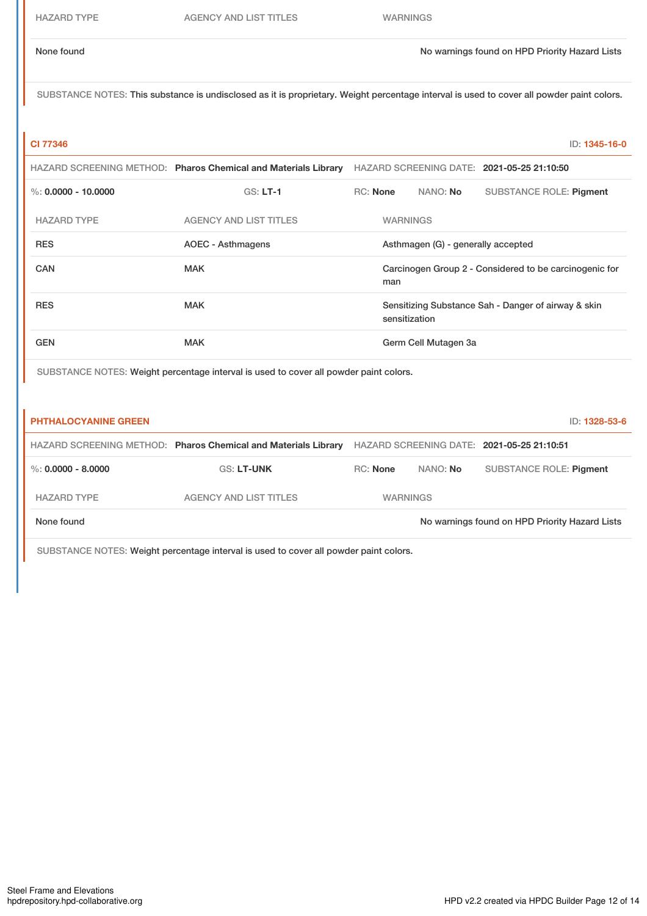| HAZARD TYPE | AGENCY AND LIST TITLES | WARNINGS |
|---|---|---|
| None found | | No warnings found on HPD Priority Hazard Lists |

SUBSTANCE NOTES: This substance is undisclosed as it is proprietary. Weight percentage interval is used to cover all powder paint colors.

### CI 77346

ID: 1345-16-0

HAZARD SCREENING METHOD: **Pharos Chemical and Materials Library** HAZARD SCREENING DATE: **2021-05-25 21:10:50**

%: **0.0000 - 10.0000** GS: **LT-1** RC: **None** NANO: **No** SUBSTANCE ROLE: **Pigment**

| HAZARD TYPE | AGENCY AND LIST TITLES | WARNINGS |
|---|---|---|
| RES | AOEC - Asthmagens | Asthmagen (G) - generally accepted |
| CAN | MAK | Carcinogen Group 2 - Considered to be carcinogenic for man |
| RES | MAK | Sensitizing Substance Sah - Danger of airway & skin sensitization |
| GEN | MAK | Germ Cell Mutagen 3a |

SUBSTANCE NOTES: Weight percentage interval is used to cover all powder paint colors.

### PHTHALOCYANINE GREEN

ID: 1328-53-6

HAZARD SCREENING METHOD: **Pharos Chemical and Materials Library** HAZARD SCREENING DATE: **2021-05-25 21:10:51**

%: **0.0000 - 8.0000** GS: **LT-UNK** RC: **None** NANO: **No** SUBSTANCE ROLE: **Pigment**

| HAZARD TYPE | AGENCY AND LIST TITLES | WARNINGS |
|---|---|---|
| None found | | No warnings found on HPD Priority Hazard Lists |

SUBSTANCE NOTES: Weight percentage interval is used to cover all powder paint colors.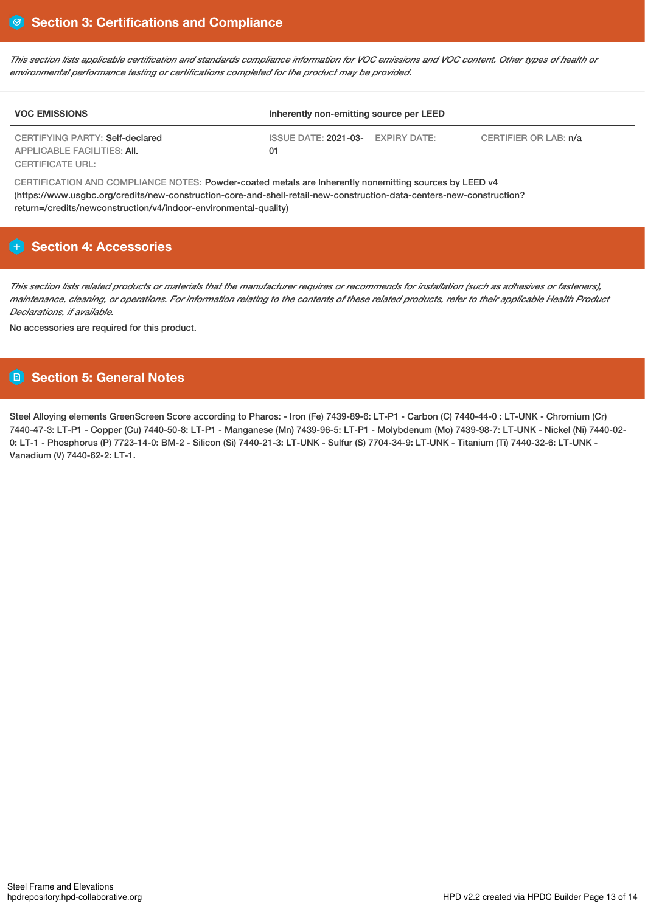## Section 3: Certifications and Compliance

*This section lists applicable certification and standards compliance information for VOC emissions and VOC content. Other types of health or environmental performance testing or certifications completed for the product may be provided.*

| VOC EMISSIONS | Inherently non-emitting source per LEED | | |
|---|---|---|---|
| CERTIFYING PARTY: Self-declared<br>APPLICABLE FACILITIES: All.<br>CERTIFICATE URL: | ISSUE DATE: 2021-03-01 | EXPIRY DATE: | CERTIFIER OR LAB: n/a |

CERTIFICATION AND COMPLIANCE NOTES: Powder-coated metals are Inherently nonemitting sources by LEED v4 (https://www.usgbc.org/credits/new-construction-core-and-shell-retail-new-construction-data-centers-new-construction?return=/credits/newconstruction/v4/indoor-environmental-quality)

## Section 4: Accessories

*This section lists related products or materials that the manufacturer requires or recommends for installation (such as adhesives or fasteners), maintenance, cleaning, or operations. For information relating to the contents of these related products, refer to their applicable Health Product Declarations, if available.*

No accessories are required for this product.

## Section 5: General Notes

Steel Alloying elements GreenScreen Score according to Pharos: - Iron (Fe) 7439-89-6: LT-P1 - Carbon (C) 7440-44-0 : LT-UNK - Chromium (Cr) 7440-47-3: LT-P1 - Copper (Cu) 7440-50-8: LT-P1 - Manganese (Mn) 7439-96-5: LT-P1 - Molybdenum (Mo) 7439-98-7: LT-UNK - Nickel (Ni) 7440-02-0: LT-1 - Phosphorus (P) 7723-14-0: BM-2 - Silicon (Si) 7440-21-3: LT-UNK - Sulfur (S) 7704-34-9: LT-UNK - Titanium (Ti) 7440-32-6: LT-UNK - Vanadium (V) 7440-62-2: LT-1.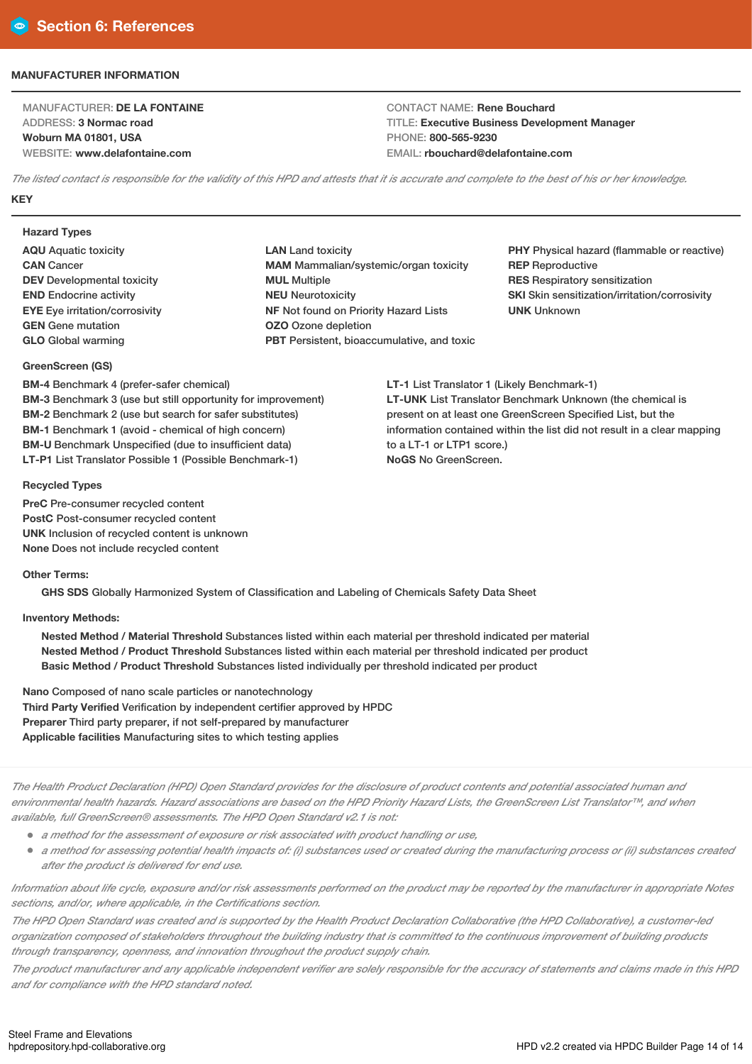# Section 6: References

## MANUFACTURER INFORMATION

MANUFACTURER: **DE LA FONTAINE**
ADDRESS: **3 Normac road**
**Woburn MA 01801, USA**
WEBSITE: **www.delafontaine.com**

CONTACT NAME: **Rene Bouchard**
TITLE: **Executive Business Development Manager**
PHONE: **800-565-9230**
EMAIL: **rbouchard@delafontaine.com**

*The listed contact is responsible for the validity of this HPD and attests that it is accurate and complete to the best of his or her knowledge.*

## KEY

### Hazard Types

**AQU** Aquatic toxicity
**CAN** Cancer
**DEV** Developmental toxicity
**END** Endocrine activity
**EYE** Eye irritation/corrosivity
**GEN** Gene mutation
**GLO** Global warming
**LAN** Land toxicity
**MAM** Mammalian/systemic/organ toxicity
**MUL** Multiple
**NEU** Neurotoxicity
**NF** Not found on Priority Hazard Lists
**OZO** Ozone depletion
**PBT** Persistent, bioaccumulative, and toxic
**PHY** Physical hazard (flammable or reactive)
**REP** Reproductive
**RES** Respiratory sensitization
**SKI** Skin sensitization/irritation/corrosivity
**UNK** Unknown

### GreenScreen (GS)

**BM-4** Benchmark 4 (prefer-safer chemical)
**BM-3** Benchmark 3 (use but still opportunity for improvement)
**BM-2** Benchmark 2 (use but search for safer substitutes)
**BM-1** Benchmark 1 (avoid - chemical of high concern)
**BM-U** Benchmark Unspecified (due to insufficient data)
**LT-P1** List Translator Possible 1 (Possible Benchmark-1)
**LT-1** List Translator 1 (Likely Benchmark-1)
**LT-UNK** List Translator Benchmark Unknown (the chemical is present on at least one GreenScreen Specified List, but the information contained within the list did not result in a clear mapping to a LT-1 or LTP1 score.)
**NoGS** No GreenScreen.

### Recycled Types

**PreC** Pre-consumer recycled content
**PostC** Post-consumer recycled content
**UNK** Inclusion of recycled content is unknown
**None** Does not include recycled content

### Other Terms:

**GHS SDS** Globally Harmonized System of Classification and Labeling of Chemicals Safety Data Sheet

### Inventory Methods:

**Nested Method / Material Threshold** Substances listed within each material per threshold indicated per material
**Nested Method / Product Threshold** Substances listed within each material per threshold indicated per product
**Basic Method / Product Threshold** Substances listed individually per threshold indicated per product

**Nano** Composed of nano scale particles or nanotechnology
**Third Party Verified** Verification by independent certifier approved by HPDC
**Preparer** Third party preparer, if not self-prepared by manufacturer
**Applicable facilities** Manufacturing sites to which testing applies

*The Health Product Declaration (HPD) Open Standard provides for the disclosure of product contents and potential associated human and environmental health hazards. Hazard associations are based on the HPD Priority Hazard Lists, the GreenScreen List Translator™, and when available, full GreenScreen® assessments. The HPD Open Standard v2.1 is not:*

- *a method for the assessment of exposure or risk associated with product handling or use,*
- *a method for assessing potential health impacts of: (i) substances used or created during the manufacturing process or (ii) substances created after the product is delivered for end use.*

*Information about life cycle, exposure and/or risk assessments performed on the product may be reported by the manufacturer in appropriate Notes sections, and/or, where applicable, in the Certifications section.*

*The HPD Open Standard was created and is supported by the Health Product Declaration Collaborative (the HPD Collaborative), a customer-led organization composed of stakeholders throughout the building industry that is committed to the continuous improvement of building products through transparency, openness, and innovation throughout the product supply chain.*

*The product manufacturer and any applicable independent verifier are solely responsible for the accuracy of statements and claims made in this HPD and for compliance with the HPD standard noted.*